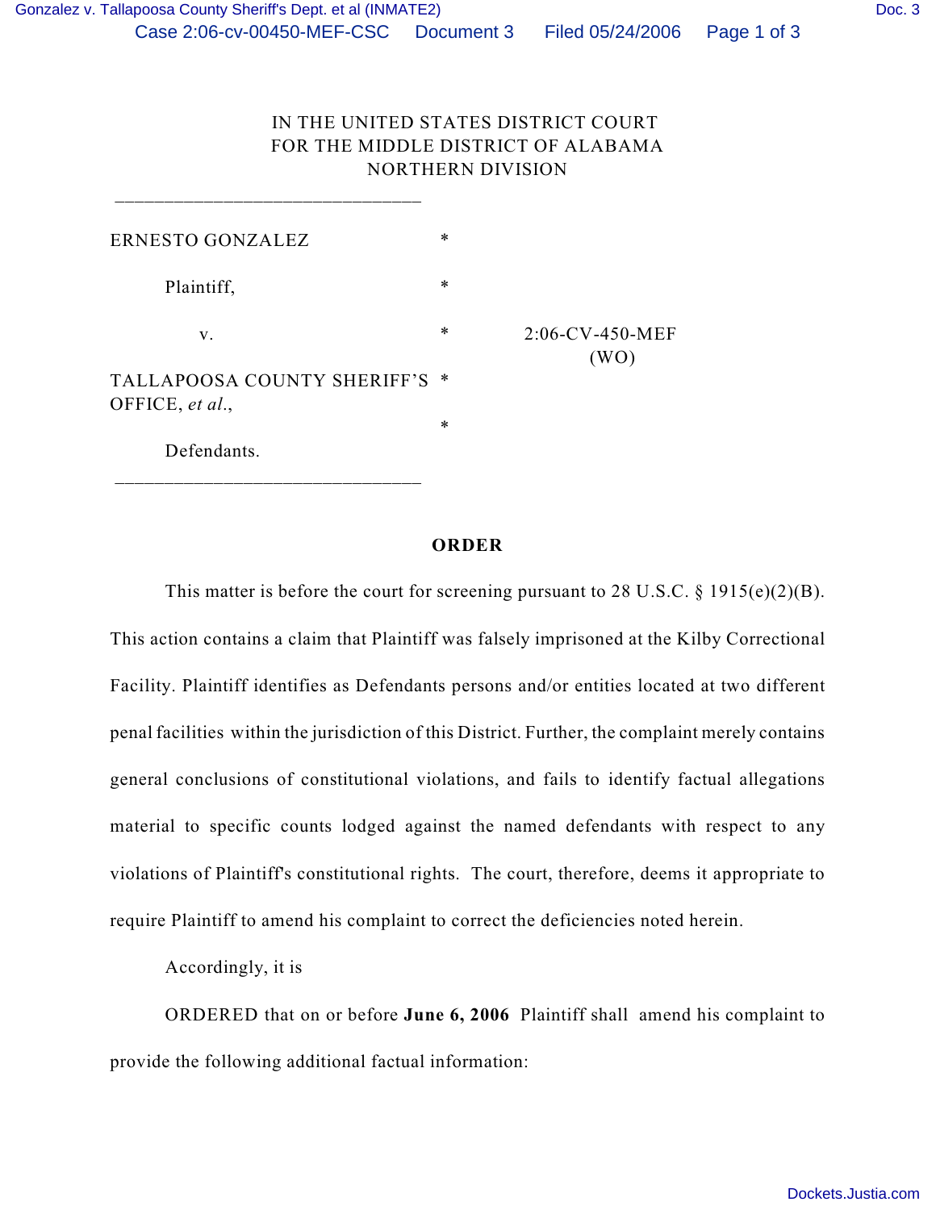IN THE UNITED STATES DISTRICT COURT
FOR THE MIDDLE DISTRICT OF ALABAMA
NORTHERN DIVISION

______________________________

| | | |
|---|---|---|
| ERNESTO GONZALEZ | * | |
| Plaintiff, | * | |
| v. | * | 2:06-CV-450-MEF (WO) |
| TALLAPOOSA COUNTY SHERIFF'S OFFICE, *et al*., | * | |
| | * | |
| Defendants. | | |

______________________________

**ORDER**

This matter is before the court for screening pursuant to 28 U.S.C. § 1915(e)(2)(B). This action contains a claim that Plaintiff was falsely imprisoned at the Kilby Correctional Facility. Plaintiff identifies as Defendants persons and/or entities located at two different penal facilities within the jurisdiction of this District. Further, the complaint merely contains general conclusions of constitutional violations, and fails to identify factual allegations material to specific counts lodged against the named defendants with respect to any violations of Plaintiff's constitutional rights. The court, therefore, deems it appropriate to require Plaintiff to amend his complaint to correct the deficiencies noted herein.

Accordingly, it is

ORDERED that on or before **June 6, 2006** Plaintiff shall amend his complaint to provide the following additional factual information: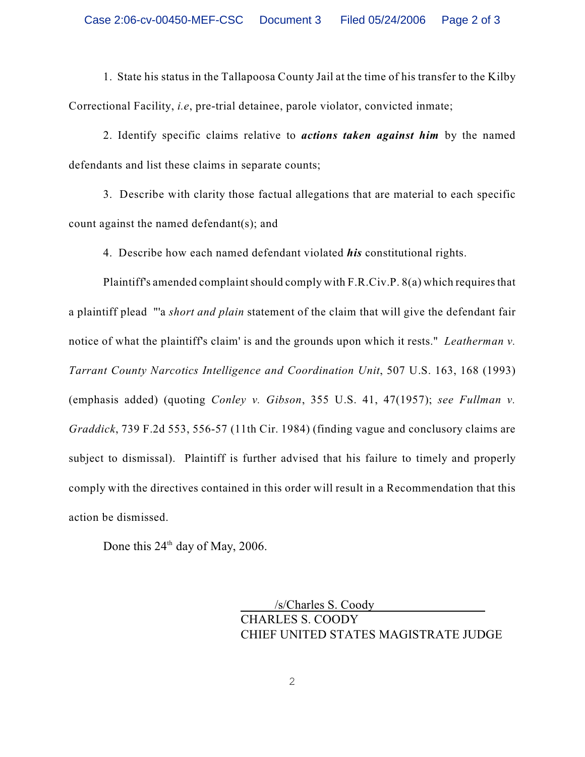1. State his status in the Tallapoosa County Jail at the time of his transfer to the Kilby Correctional Facility, *i.e*, pre-trial detainee, parole violator, convicted inmate;

2. Identify specific claims relative to ***actions taken against him*** by the named defendants and list these claims in separate counts;

3. Describe with clarity those factual allegations that are material to each specific count against the named defendant(s); and

4. Describe how each named defendant violated ***his*** constitutional rights.

Plaintiff's amended complaint should comply with F.R.Civ.P. 8(a) which requires that a plaintiff plead "'a *short and plain* statement of the claim that will give the defendant fair notice of what the plaintiff's claim' is and the grounds upon which it rests." *Leatherman v. Tarrant County Narcotics Intelligence and Coordination Unit*, 507 U.S. 163, 168 (1993) (emphasis added) (quoting *Conley v. Gibson*, 355 U.S. 41, 47(1957); *see Fullman v. Graddick*, 739 F.2d 553, 556-57 (11th Cir. 1984) (finding vague and conclusory claims are subject to dismissal). Plaintiff is further advised that his failure to timely and properly comply with the directives contained in this order will result in a Recommendation that this action be dismissed.

Done this 24th day of May, 2006.

/s/Charles S. Coody
CHARLES S. COODY
CHIEF UNITED STATES MAGISTRATE JUDGE